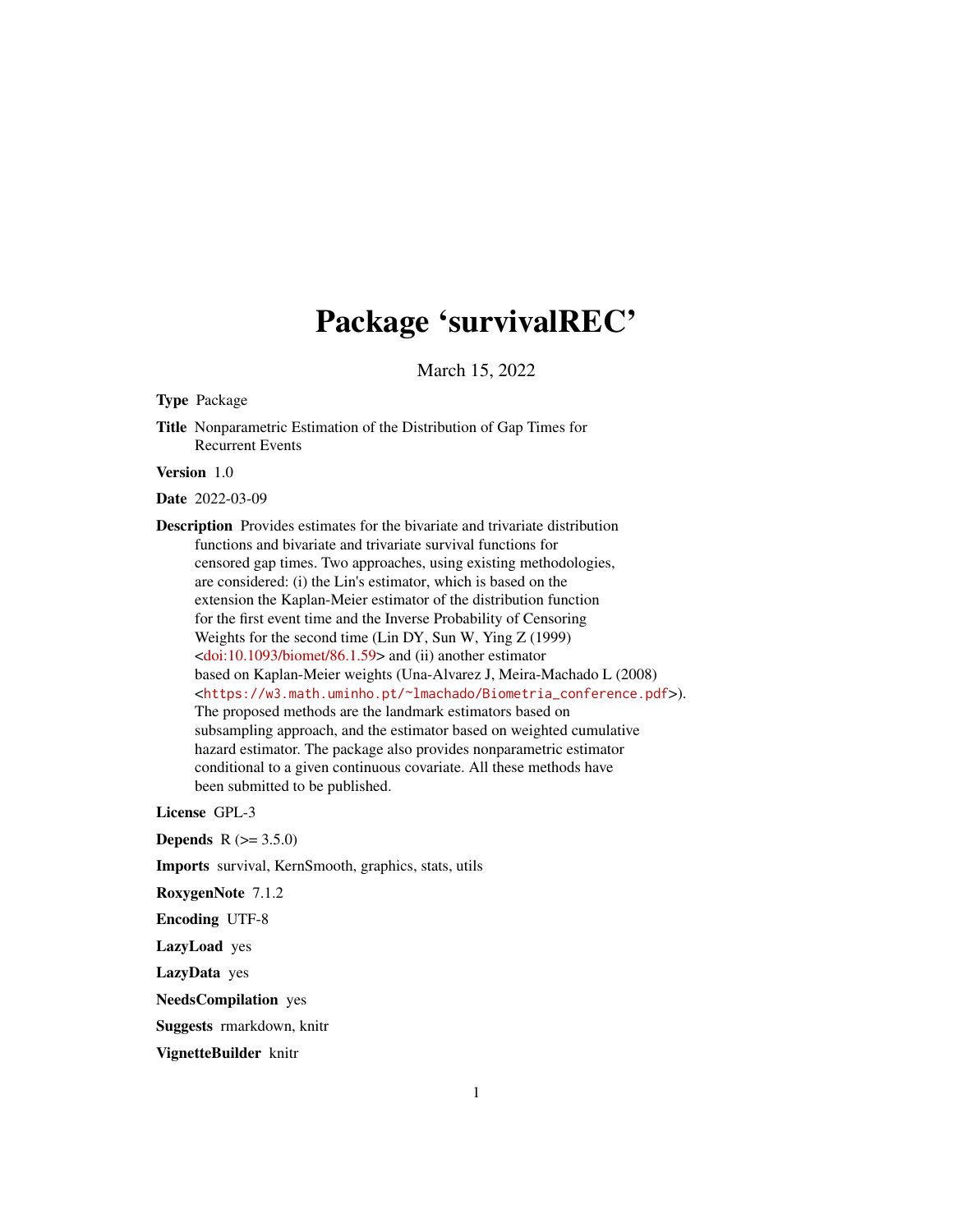# Package 'survivalREC'

March 15, 2022

**Type** Package

**Title** Nonparametric Estimation of the Distribution of Gap Times for Recurrent Events

**Version** 1.0

**Date** 2022-03-09

**Description** Provides estimates for the bivariate and trivariate distribution functions and bivariate and trivariate survival functions for censored gap times. Two approaches, using existing methodologies, are considered: (i) the Lin's estimator, which is based on the extension the Kaplan-Meier estimator of the distribution function for the first event time and the Inverse Probability of Censoring Weights for the second time (Lin DY, Sun W, Ying Z (1999) <doi:10.1093/biomet/86.1.59> and (ii) another estimator based on Kaplan-Meier weights (Una-Alvarez J, Meira-Machado L (2008) <https://w3.math.uminho.pt/~lmachado/Biometria_conference.pdf>). The proposed methods are the landmark estimators based on subsampling approach, and the estimator based on weighted cumulative hazard estimator. The package also provides nonparametric estimator conditional to a given continuous covariate. All these methods have been submitted to be published.

**License** GPL-3

**Depends** R (>= 3.5.0)

**Imports** survival, KernSmooth, graphics, stats, utils

**RoxygenNote** 7.1.2

**Encoding** UTF-8

**LazyLoad** yes

**LazyData** yes

**NeedsCompilation** yes

**Suggests** rmarkdown, knitr

**VignetteBuilder** knitr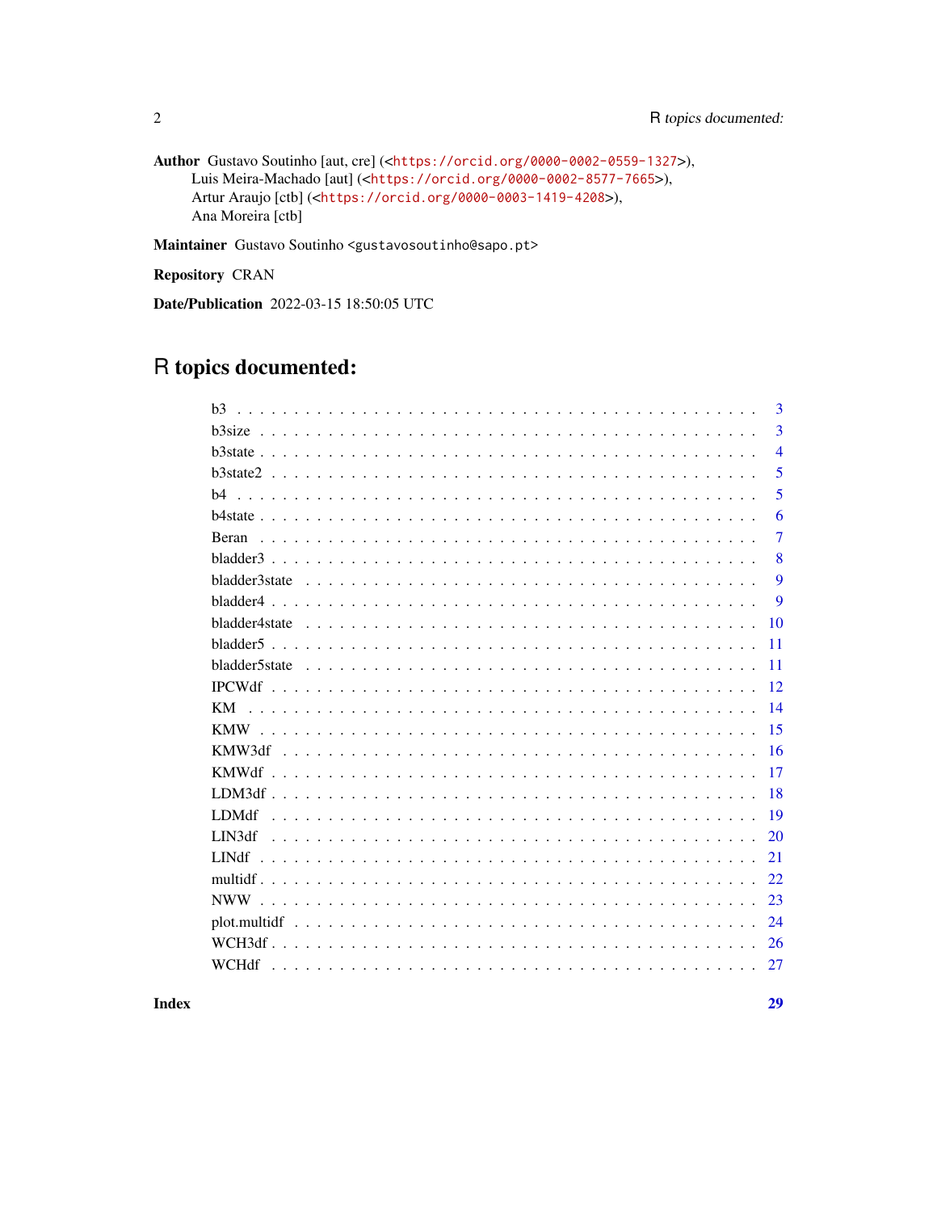**Author** Gustavo Soutinho [aut, cre] (<https://orcid.org/0000-0002-0559-1327>), Luis Meira-Machado [aut] (<https://orcid.org/0000-0002-8577-7665>), Artur Araujo [ctb] (<https://orcid.org/0000-0003-1419-4208>), Ana Moreira [ctb]

**Maintainer** Gustavo Soutinho <gustavosoutinho@sapo.pt>

**Repository** CRAN

**Date/Publication** 2022-03-15 18:50:05 UTC

# R topics documented:

| Topic | Page |
|---|---|
| b3 | 3 |
| b3size | 3 |
| b3state | 4 |
| b3state2 | 5 |
| b4 | 5 |
| b4state | 6 |
| Beran | 7 |
| bladder3 | 8 |
| bladder3state | 9 |
| bladder4 | 9 |
| bladder4state | 10 |
| bladder5 | 11 |
| bladder5state | 11 |
| IPCWdf | 12 |
| KM | 14 |
| KMW | 15 |
| KMW3df | 16 |
| KMWdf | 17 |
| LDM3df | 18 |
| LDMdf | 19 |
| LIN3df | 20 |
| LINdf | 21 |
| multidf | 22 |
| NWW | 23 |
| plot.multidf | 24 |
| WCH3df | 26 |
| WCHdf | 27 |

**Index** **29**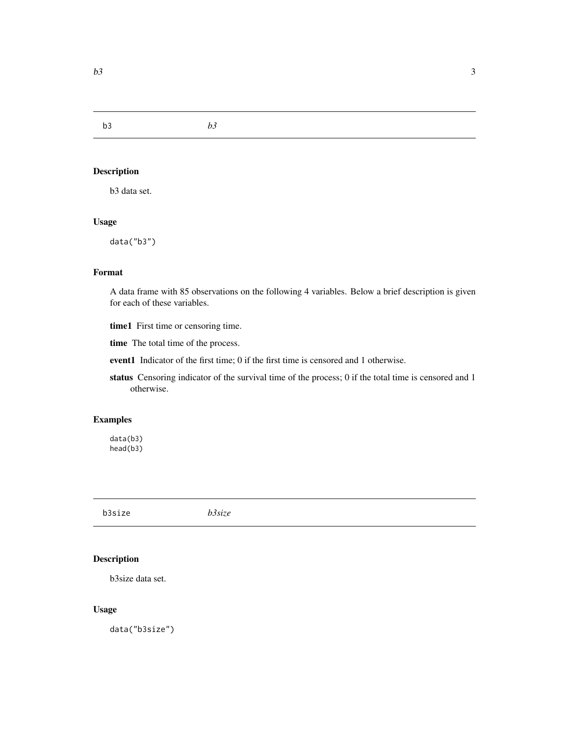## b3 *b3*

### Description

b3 data set.

### Usage

```
data("b3")
```

### Format

A data frame with 85 observations on the following 4 variables. Below a brief description is given for each of these variables.

**time1** First time or censoring time.

**time** The total time of the process.

**event1** Indicator of the first time; 0 if the first time is censored and 1 otherwise.

**status** Censoring indicator of the survival time of the process; 0 if the total time is censored and 1 otherwise.

### Examples

```
data(b3)
head(b3)
```

## b3size *b3size*

### Description

b3size data set.

### Usage

```
data("b3size")
```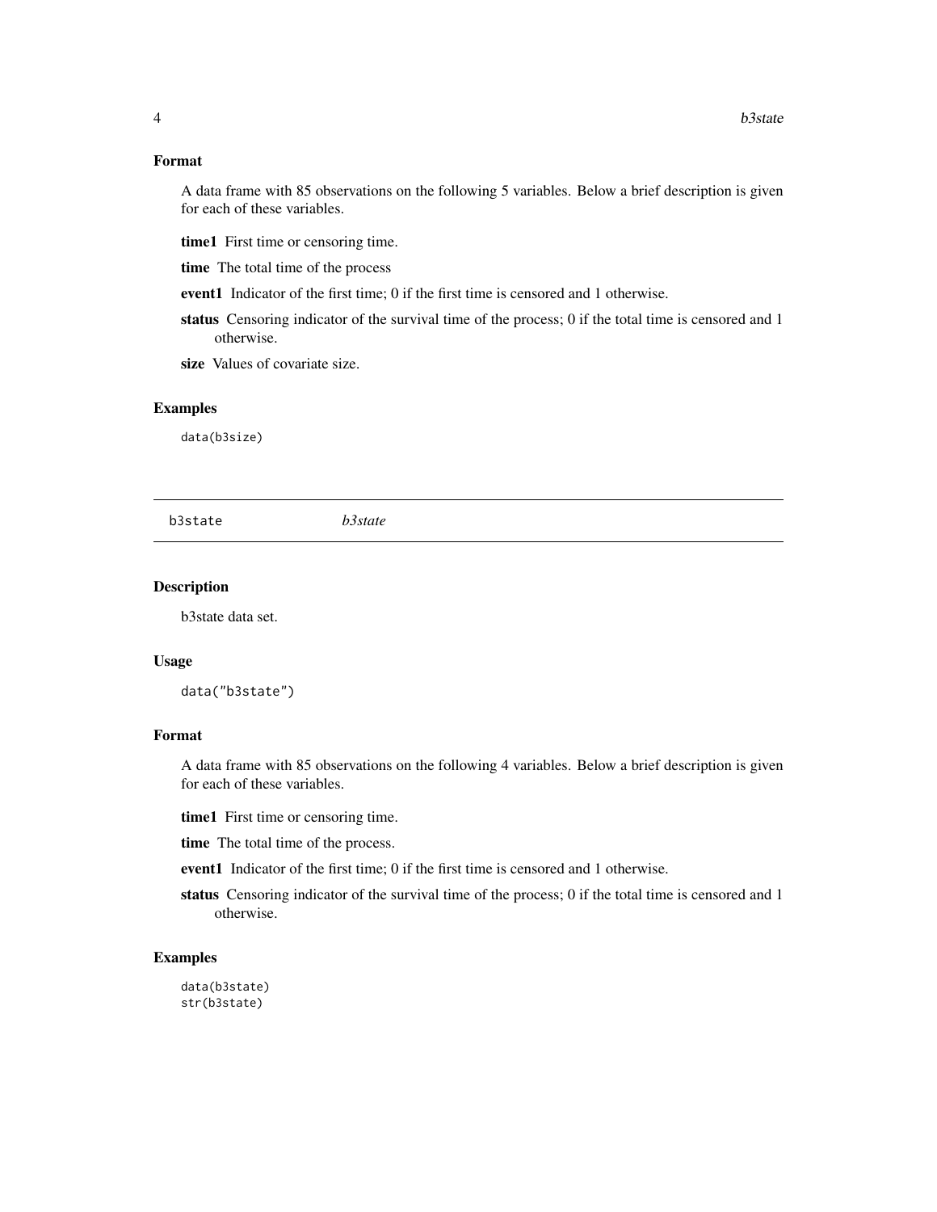### Format

A data frame with 85 observations on the following 5 variables. Below a brief description is given for each of these variables.

**time1** First time or censoring time.

**time** The total time of the process

**event1** Indicator of the first time; 0 if the first time is censored and 1 otherwise.

**status** Censoring indicator of the survival time of the process; 0 if the total time is censored and 1 otherwise.

**size** Values of covariate size.

### Examples

```
data(b3size)
```

---

## b3state *b3state*

---

### Description

b3state data set.

### Usage

```
data("b3state")
```

### Format

A data frame with 85 observations on the following 4 variables. Below a brief description is given for each of these variables.

**time1** First time or censoring time.

**time** The total time of the process.

**event1** Indicator of the first time; 0 if the first time is censored and 1 otherwise.

**status** Censoring indicator of the survival time of the process; 0 if the total time is censored and 1 otherwise.

### Examples

```
data(b3state)
str(b3state)
```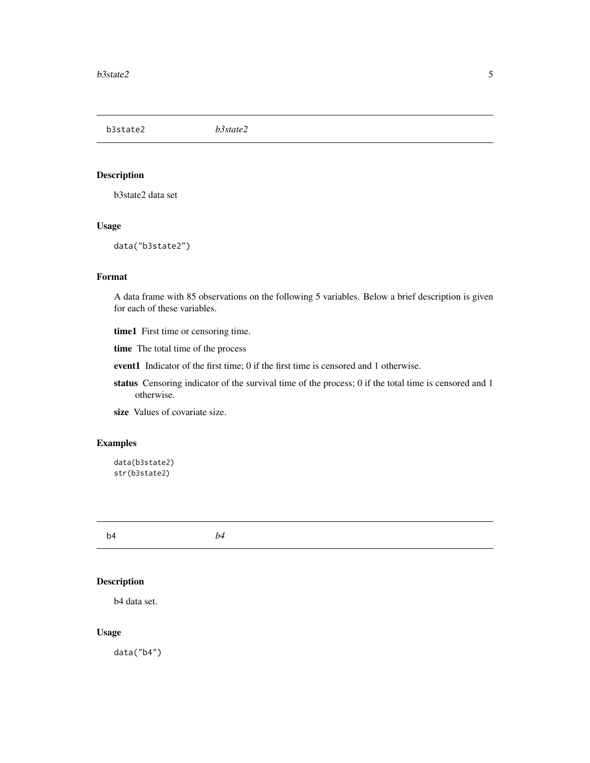## b3state2 *b3state2*

### Description

b3state2 data set

### Usage

```
data("b3state2")
```

### Format

A data frame with 85 observations on the following 5 variables. Below a brief description is given for each of these variables.

**time1** First time or censoring time.

**time** The total time of the process

**event1** Indicator of the first time; 0 if the first time is censored and 1 otherwise.

**status** Censoring indicator of the survival time of the process; 0 if the total time is censored and 1 otherwise.

**size** Values of covariate size.

### Examples

```
data(b3state2)
str(b3state2)
```

## b4 *b4*

### Description

b4 data set.

### Usage

```
data("b4")
```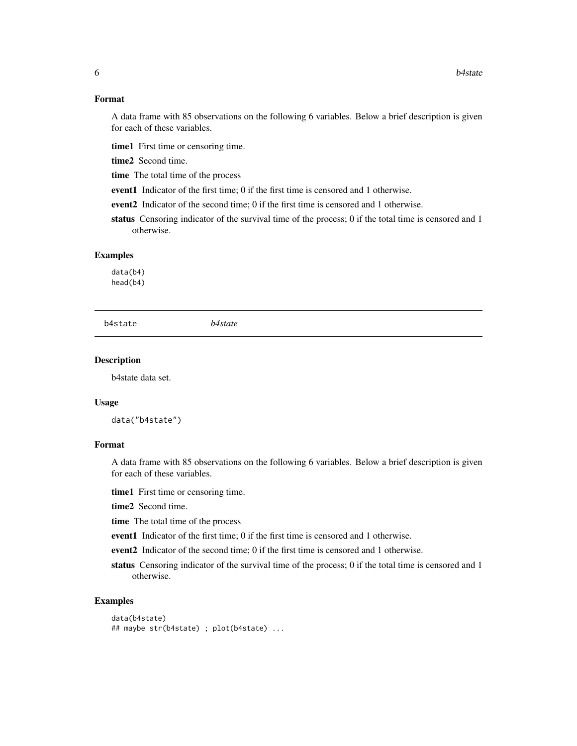## Format

A data frame with 85 observations on the following 6 variables. Below a brief description is given for each of these variables.

**time1** First time or censoring time.

**time2** Second time.

**time** The total time of the process

**event1** Indicator of the first time; 0 if the first time is censored and 1 otherwise.

**event2** Indicator of the second time; 0 if the first time is censored and 1 otherwise.

**status** Censoring indicator of the survival time of the process; 0 if the total time is censored and 1 otherwise.

## Examples

```
data(b4)
head(b4)
```

---

# b4state *b4state*

## Description

b4state data set.

## Usage

```
data("b4state")
```

## Format

A data frame with 85 observations on the following 6 variables. Below a brief description is given for each of these variables.

**time1** First time or censoring time.

**time2** Second time.

**time** The total time of the process

**event1** Indicator of the first time; 0 if the first time is censored and 1 otherwise.

**event2** Indicator of the second time; 0 if the first time is censored and 1 otherwise.

**status** Censoring indicator of the survival time of the process; 0 if the total time is censored and 1 otherwise.

## Examples

```
data(b4state)
## maybe str(b4state) ; plot(b4state) ...
```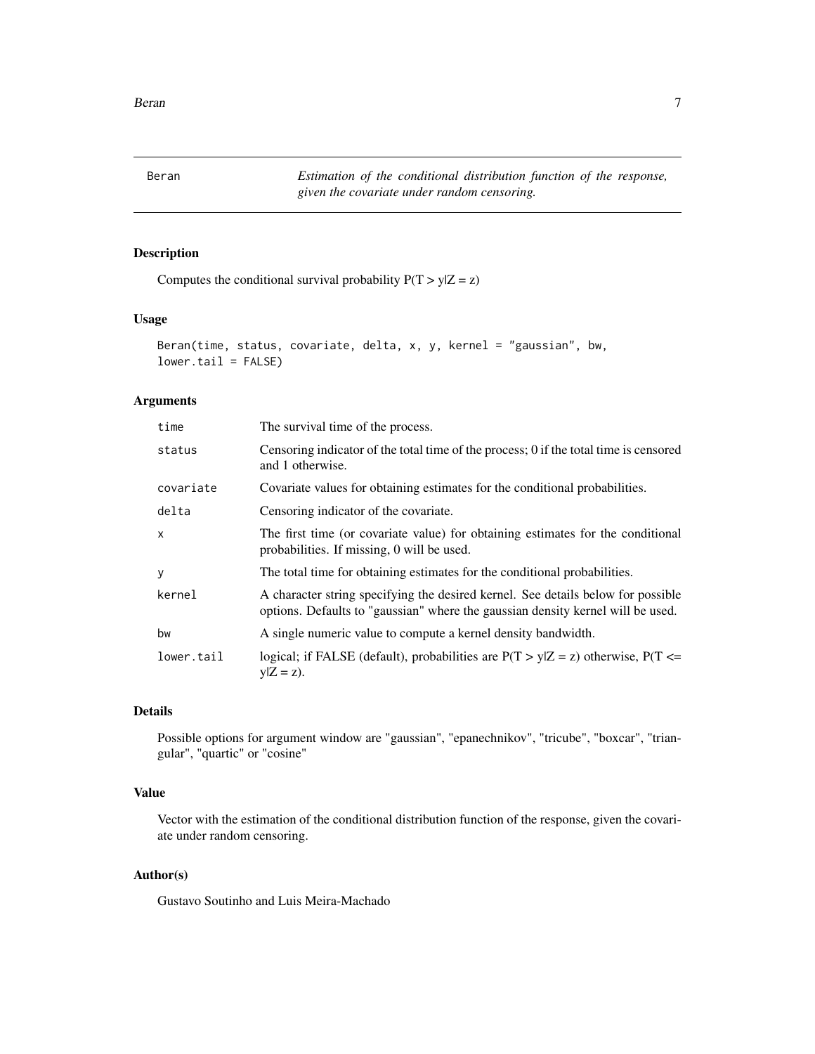Beran *Estimation of the conditional distribution function of the response, given the covariate under random censoring.*

## Description

Computes the conditional survival probability P(T > y|Z = z)

## Usage

```
Beran(time, status, covariate, delta, x, y, kernel = "gaussian", bw,
lower.tail = FALSE)
```

## Arguments

| | |
|---|---|
| time | The survival time of the process. |
| status | Censoring indicator of the total time of the process; 0 if the total time is censored and 1 otherwise. |
| covariate | Covariate values for obtaining estimates for the conditional probabilities. |
| delta | Censoring indicator of the covariate. |
| x | The first time (or covariate value) for obtaining estimates for the conditional probabilities. If missing, 0 will be used. |
| y | The total time for obtaining estimates for the conditional probabilities. |
| kernel | A character string specifying the desired kernel. See details below for possible options. Defaults to "gaussian" where the gaussian density kernel will be used. |
| bw | A single numeric value to compute a kernel density bandwidth. |
| lower.tail | logical; if FALSE (default), probabilities are P(T > y|Z = z) otherwise, P(T <= y|Z = z). |

## Details

Possible options for argument window are "gaussian", "epanechnikov", "tricube", "boxcar", "triangular", "quartic" or "cosine"

## Value

Vector with the estimation of the conditional distribution function of the response, given the covariate under random censoring.

## Author(s)

Gustavo Soutinho and Luis Meira-Machado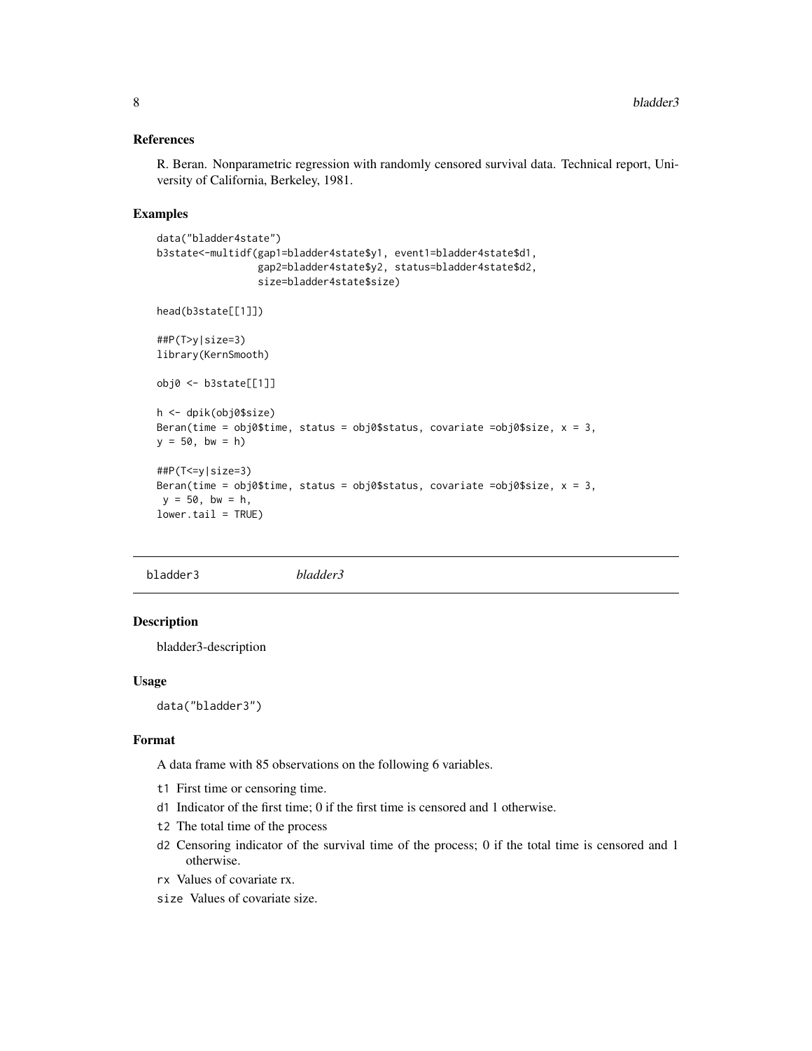### References

R. Beran. Nonparametric regression with randomly censored survival data. Technical report, University of California, Berkeley, 1981.

### Examples

```
data("bladder4state")
b3state<-multidf(gap1=bladder4state$y1, event1=bladder4state$d1,
                 gap2=bladder4state$y2, status=bladder4state$d2,
                 size=bladder4state$size)

head(b3state[[1]])

##P(T>y|size=3)
library(KernSmooth)

obj0 <- b3state[[1]]

h <- dpik(obj0$size)
Beran(time = obj0$time, status = obj0$status, covariate =obj0$size, x = 3,
y = 50, bw = h)

##P(T<=y|size=3)
Beran(time = obj0$time, status = obj0$status, covariate =obj0$size, x = 3,
 y = 50, bw = h,
lower.tail = TRUE)
```

---

## bladder3 *bladder3*

### Description

bladder3-description

### Usage

```
data("bladder3")
```

### Format

A data frame with 85 observations on the following 6 variables.

- `t1` First time or censoring time.
- `d1` Indicator of the first time; 0 if the first time is censored and 1 otherwise.
- `t2` The total time of the process
- `d2` Censoring indicator of the survival time of the process; 0 if the total time is censored and 1 otherwise.
- `rx` Values of covariate rx.
- `size` Values of covariate size.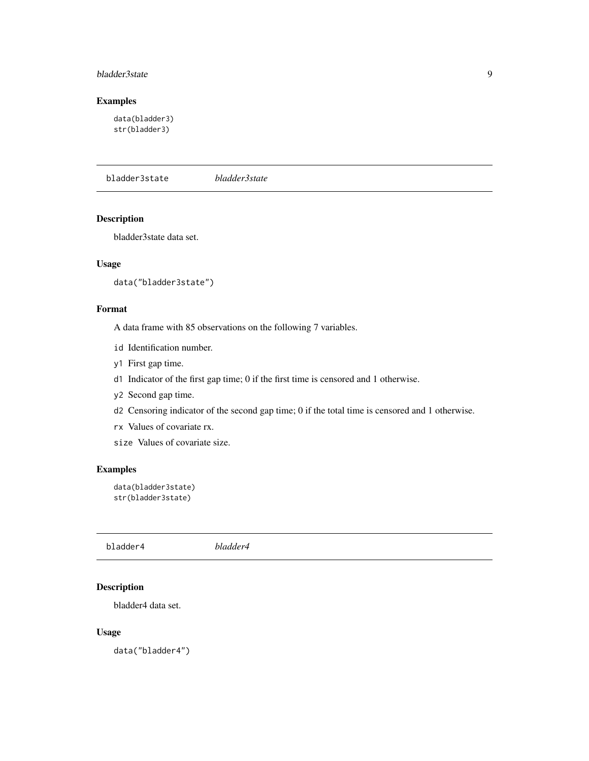## Examples

```
data(bladder3)
str(bladder3)
```

---

bladder3state *bladder3state*

---

## Description

bladder3state data set.

## Usage

```
data("bladder3state")
```

## Format

A data frame with 85 observations on the following 7 variables.

- `id` Identification number.
- `y1` First gap time.
- `d1` Indicator of the first gap time; 0 if the first time is censored and 1 otherwise.
- `y2` Second gap time.
- `d2` Censoring indicator of the second gap time; 0 if the total time is censored and 1 otherwise.
- `rx` Values of covariate rx.
- `size` Values of covariate size.

## Examples

```
data(bladder3state)
str(bladder3state)
```

---

bladder4 *bladder4*

---

## Description

bladder4 data set.

## Usage

```
data("bladder4")
```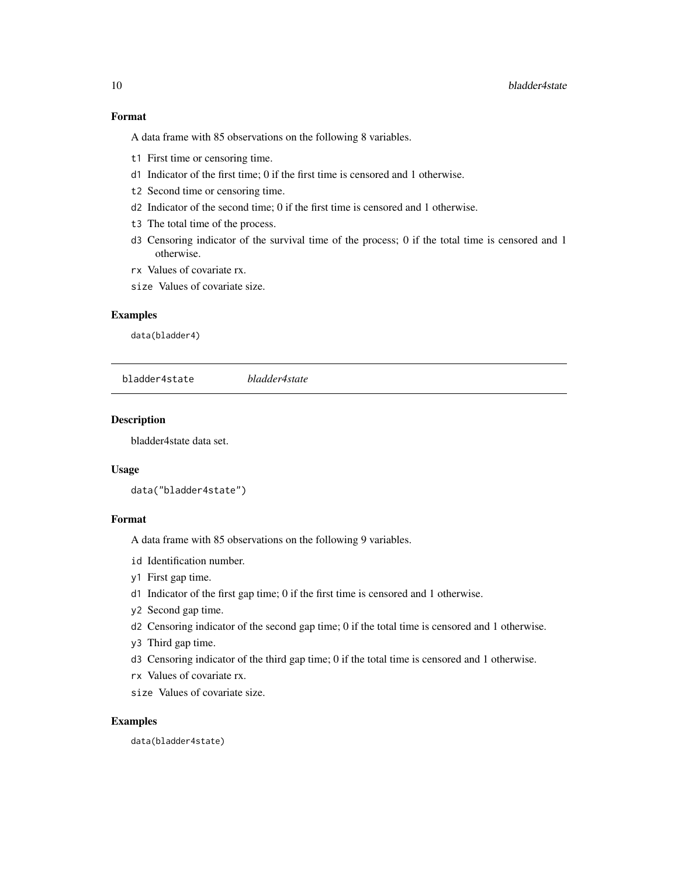### Format

A data frame with 85 observations on the following 8 variables.

- `t1` First time or censoring time.
- `d1` Indicator of the first time; 0 if the first time is censored and 1 otherwise.
- `t2` Second time or censoring time.
- `d2` Indicator of the second time; 0 if the first time is censored and 1 otherwise.
- `t3` The total time of the process.
- `d3` Censoring indicator of the survival time of the process; 0 if the total time is censored and 1 otherwise.
- `rx` Values of covariate rx.
- `size` Values of covariate size.

### Examples

```
data(bladder4)
```

---

## bladder4state &nbsp;&nbsp;&nbsp; *bladder4state*

### Description

bladder4state data set.

### Usage

```
data("bladder4state")
```

### Format

A data frame with 85 observations on the following 9 variables.

- `id` Identification number.
- `y1` First gap time.
- `d1` Indicator of the first gap time; 0 if the first time is censored and 1 otherwise.
- `y2` Second gap time.
- `d2` Censoring indicator of the second gap time; 0 if the total time is censored and 1 otherwise.
- `y3` Third gap time.
- `d3` Censoring indicator of the third gap time; 0 if the total time is censored and 1 otherwise.
- `rx` Values of covariate rx.
- `size` Values of covariate size.

### Examples

```
data(bladder4state)
```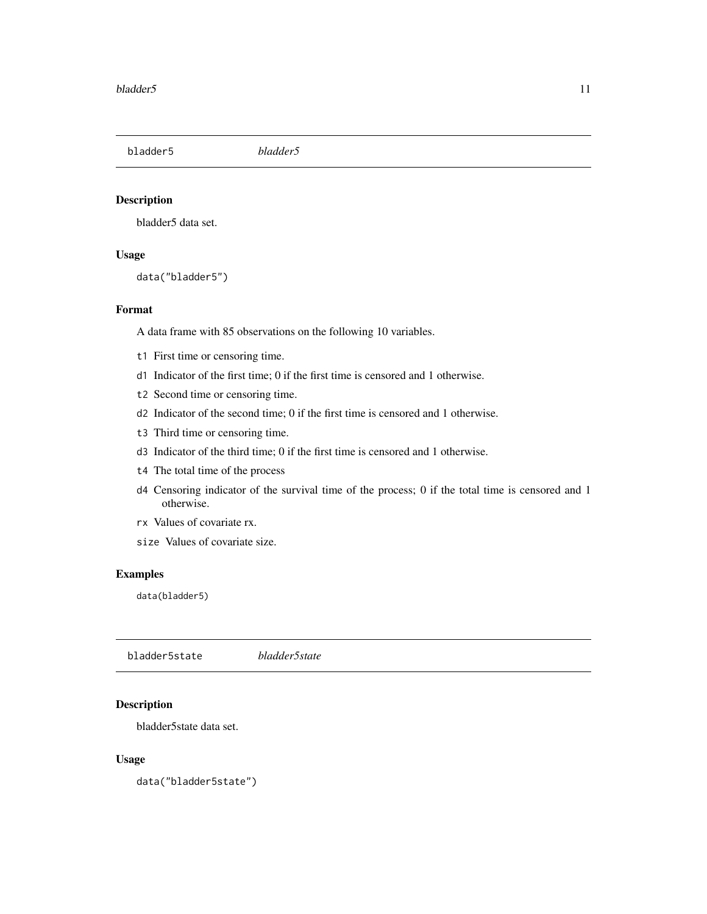## bladder5 *bladder5*

### Description

bladder5 data set.

### Usage

```
data("bladder5")
```

### Format

A data frame with 85 observations on the following 10 variables.

- t1 First time or censoring time.
- d1 Indicator of the first time; 0 if the first time is censored and 1 otherwise.
- t2 Second time or censoring time.
- d2 Indicator of the second time; 0 if the first time is censored and 1 otherwise.
- t3 Third time or censoring time.
- d3 Indicator of the third time; 0 if the first time is censored and 1 otherwise.
- t4 The total time of the process
- d4 Censoring indicator of the survival time of the process; 0 if the total time is censored and 1 otherwise.
- rx Values of covariate rx.
- size Values of covariate size.

### Examples

```
data(bladder5)
```

## bladder5state *bladder5state*

### Description

bladder5state data set.

### Usage

```
data("bladder5state")
```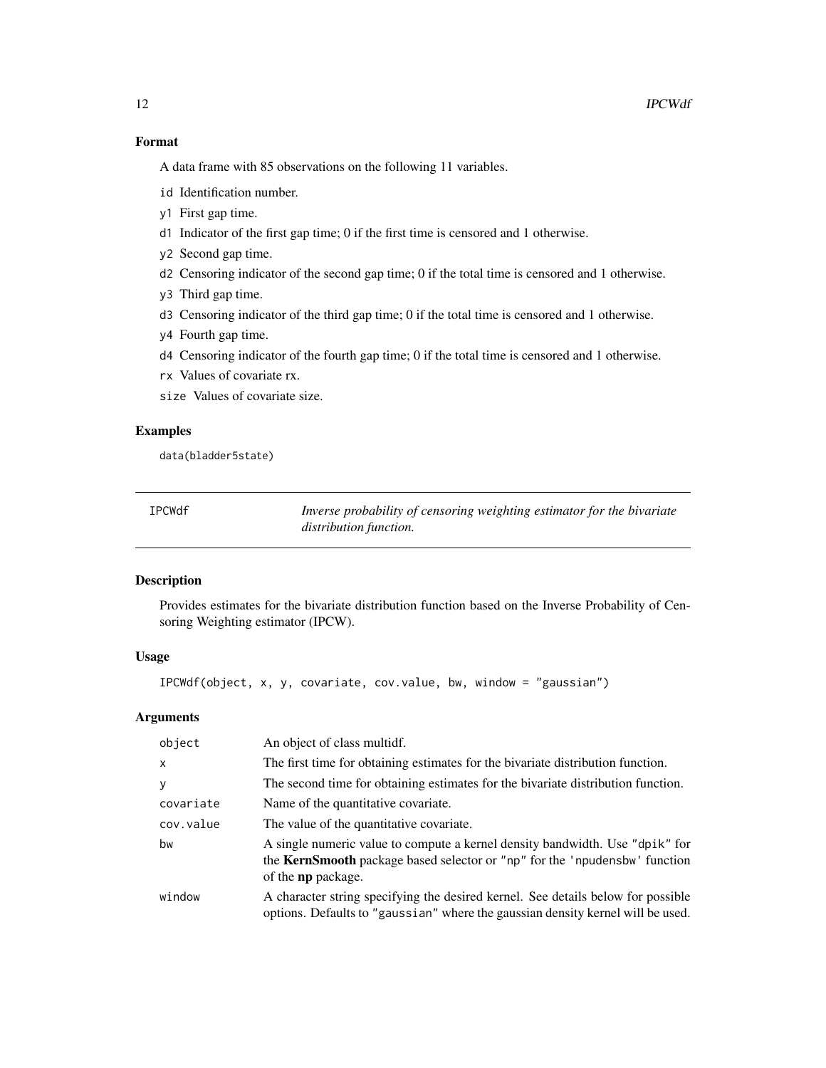### Format

A data frame with 85 observations on the following 11 variables.

- `id` Identification number.
- `y1` First gap time.
- `d1` Indicator of the first gap time; 0 if the first time is censored and 1 otherwise.
- `y2` Second gap time.
- `d2` Censoring indicator of the second gap time; 0 if the total time is censored and 1 otherwise.
- `y3` Third gap time.
- `d3` Censoring indicator of the third gap time; 0 if the total time is censored and 1 otherwise.
- `y4` Fourth gap time.
- `d4` Censoring indicator of the fourth gap time; 0 if the total time is censored and 1 otherwise.
- `rx` Values of covariate rx.
- `size` Values of covariate size.

### Examples

```
data(bladder5state)
```

---

## IPCWdf — *Inverse probability of censoring weighting estimator for the bivariate distribution function.*

---

### Description

Provides estimates for the bivariate distribution function based on the Inverse Probability of Censoring Weighting estimator (IPCW).

### Usage

```
IPCWdf(object, x, y, covariate, cov.value, bw, window = "gaussian")
```

### Arguments

| | |
|---|---|
| `object` | An object of class multidf. |
| `x` | The first time for obtaining estimates for the bivariate distribution function. |
| `y` | The second time for obtaining estimates for the bivariate distribution function. |
| `covariate` | Name of the quantitative covariate. |
| `cov.value` | The value of the quantitative covariate. |
| `bw` | A single numeric value to compute a kernel density bandwidth. Use `"dpik"` for the **KernSmooth** package based selector or `"np"` for the `'npudensbw'` function of the **np** package. |
| `window` | A character string specifying the desired kernel. See details below for possible options. Defaults to `"gaussian"` where the gaussian density kernel will be used. |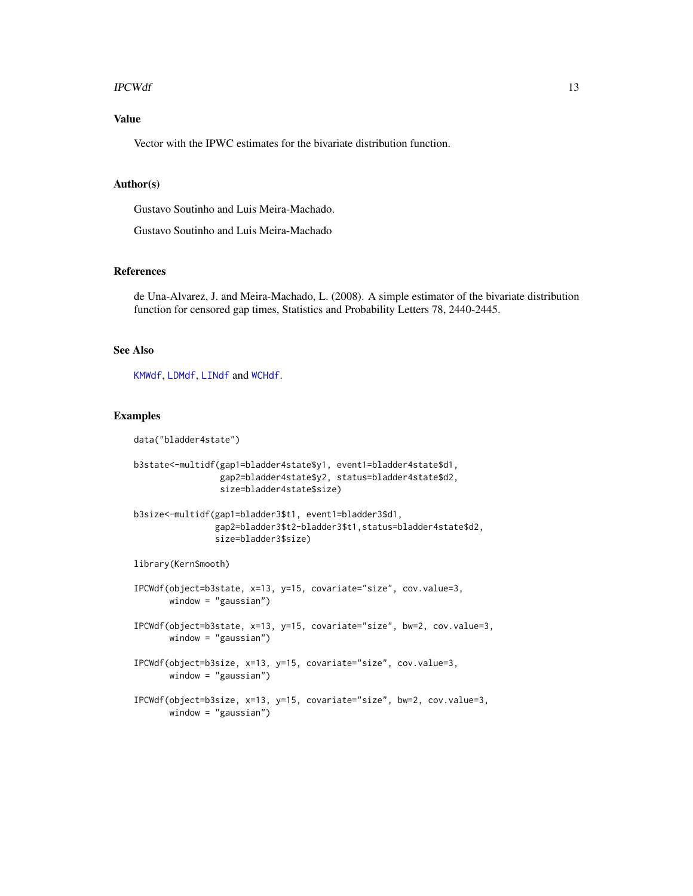## Value

Vector with the IPWC estimates for the bivariate distribution function.

## Author(s)

Gustavo Soutinho and Luis Meira-Machado.

Gustavo Soutinho and Luis Meira-Machado

## References

de Una-Alvarez, J. and Meira-Machado, L. (2008). A simple estimator of the bivariate distribution function for censored gap times, Statistics and Probability Letters 78, 2440-2445.

## See Also

KMWdf, LDMdf, LINdf and WCHdf.

## Examples

```
data("bladder4state")

b3state<-multidf(gap1=bladder4state$y1, event1=bladder4state$d1,
                 gap2=bladder4state$y2, status=bladder4state$d2,
                 size=bladder4state$size)

b3size<-multidf(gap1=bladder3$t1, event1=bladder3$d1,
                gap2=bladder3$t2-bladder3$t1,status=bladder4state$d2,
                size=bladder3$size)

library(KernSmooth)

IPCWdf(object=b3state, x=13, y=15, covariate="size", cov.value=3,
       window = "gaussian")

IPCWdf(object=b3state, x=13, y=15, covariate="size", bw=2, cov.value=3,
       window = "gaussian")

IPCWdf(object=b3size, x=13, y=15, covariate="size", cov.value=3,
       window = "gaussian")

IPCWdf(object=b3size, x=13, y=15, covariate="size", bw=2, cov.value=3,
       window = "gaussian")
```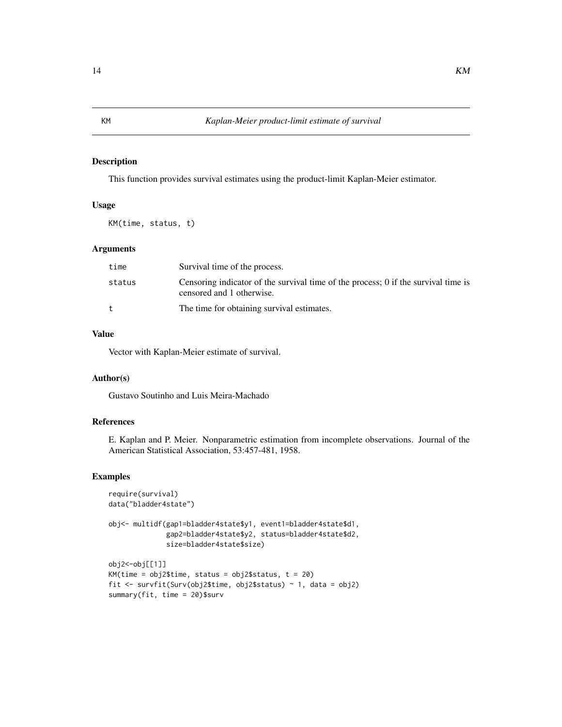# KM — *Kaplan-Meier product-limit estimate of survival*

## Description

This function provides survival estimates using the product-limit Kaplan-Meier estimator.

## Usage

```
KM(time, status, t)
```

## Arguments

| | |
|---|---|
| time | Survival time of the process. |
| status | Censoring indicator of the survival time of the process; 0 if the survival time is censored and 1 otherwise. |
| t | The time for obtaining survival estimates. |

## Value

Vector with Kaplan-Meier estimate of survival.

## Author(s)

Gustavo Soutinho and Luis Meira-Machado

## References

E. Kaplan and P. Meier. Nonparametric estimation from incomplete observations. Journal of the American Statistical Association, 53:457-481, 1958.

## Examples

```
require(survival)
data("bladder4state")

obj<- multidf(gap1=bladder4state$y1, event1=bladder4state$d1,
              gap2=bladder4state$y2, status=bladder4state$d2,
              size=bladder4state$size)

obj2<-obj[[1]]
KM(time = obj2$time, status = obj2$status, t = 20)
fit <- survfit(Surv(obj2$time, obj2$status) ~ 1, data = obj2)
summary(fit, time = 20)$surv
```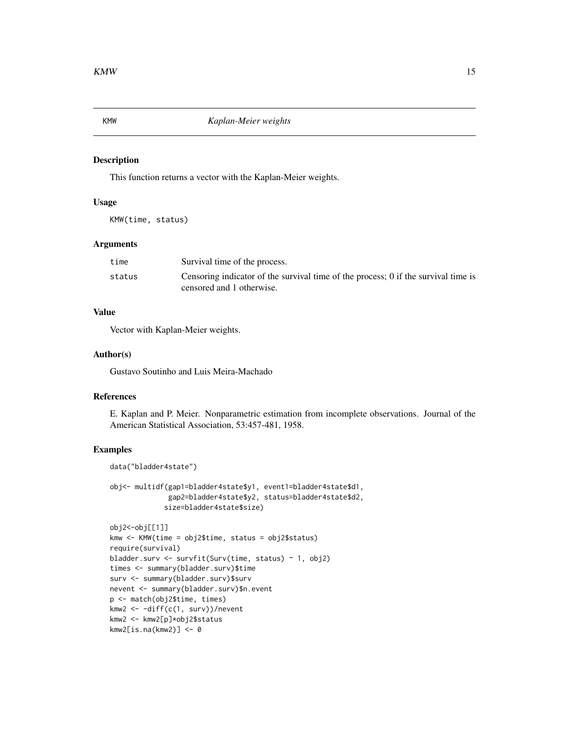KMW *Kaplan-Meier weights*

## Description

This function returns a vector with the Kaplan-Meier weights.

## Usage

```
KMW(time, status)
```

## Arguments

| | |
|---|---|
| time | Survival time of the process. |
| status | Censoring indicator of the survival time of the process; 0 if the survival time is censored and 1 otherwise. |

## Value

Vector with Kaplan-Meier weights.

## Author(s)

Gustavo Soutinho and Luis Meira-Machado

## References

E. Kaplan and P. Meier. Nonparametric estimation from incomplete observations. Journal of the American Statistical Association, 53:457-481, 1958.

## Examples

```
data("bladder4state")

obj<- multidf(gap1=bladder4state$y1, event1=bladder4state$d1,
              gap2=bladder4state$y2, status=bladder4state$d2,
             size=bladder4state$size)

obj2<-obj[[1]]
kmw <- KMW(time = obj2$time, status = obj2$status)
require(survival)
bladder.surv <- survfit(Surv(time, status) ~ 1, obj2)
times <- summary(bladder.surv)$time
surv <- summary(bladder.surv)$surv
nevent <- summary(bladder.surv)$n.event
p <- match(obj2$time, times)
kmw2 <- -diff(c(1, surv))/nevent
kmw2 <- kmw2[p]*obj2$status
kmw2[is.na(kmw2)] <- 0
```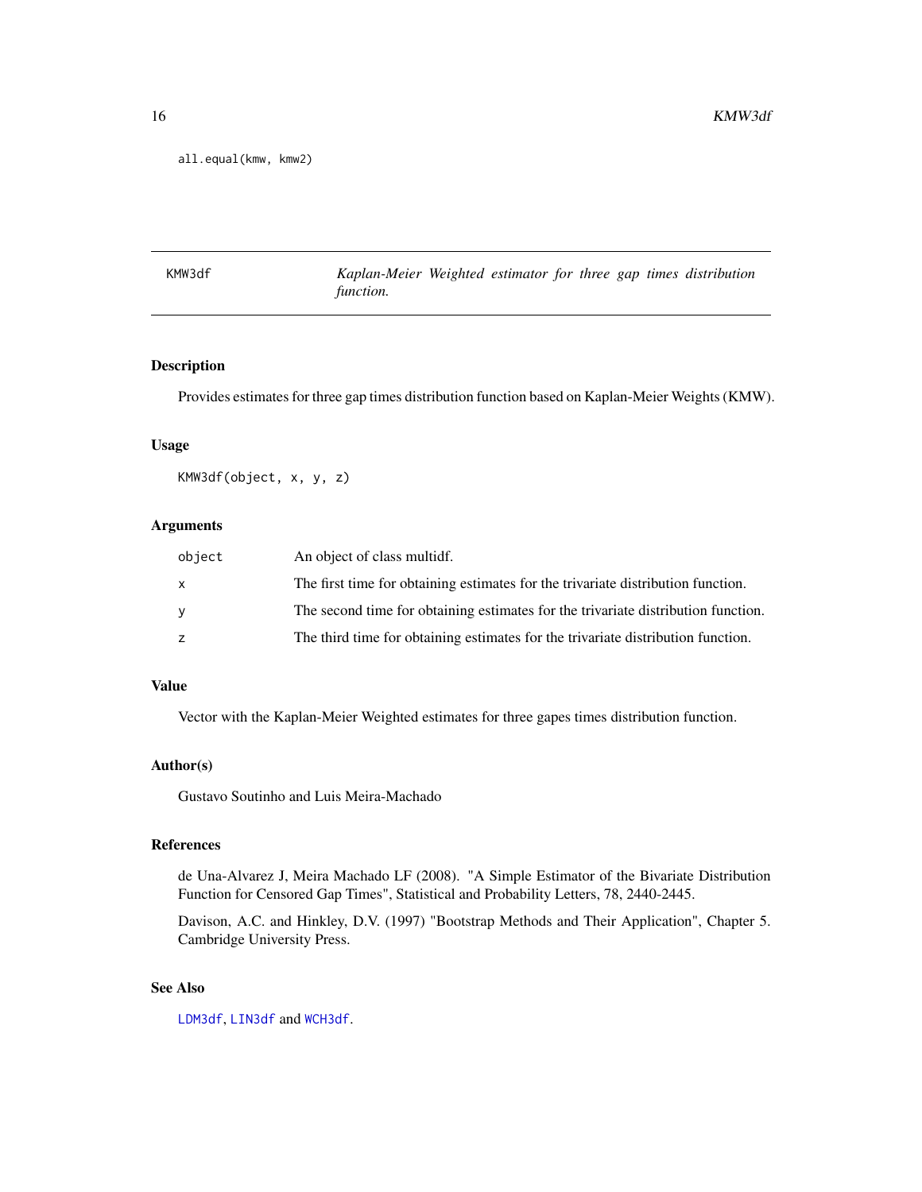```
all.equal(kmw, kmw2)
```

## KMW3df *Kaplan-Meier Weighted estimator for three gap times distribution function.*

### Description

Provides estimates for three gap times distribution function based on Kaplan-Meier Weights (KMW).

### Usage

```
KMW3df(object, x, y, z)
```

### Arguments

| | |
|---|---|
| object | An object of class multidf. |
| x | The first time for obtaining estimates for the trivariate distribution function. |
| y | The second time for obtaining estimates for the trivariate distribution function. |
| z | The third time for obtaining estimates for the trivariate distribution function. |

### Value

Vector with the Kaplan-Meier Weighted estimates for three gapes times distribution function.

### Author(s)

Gustavo Soutinho and Luis Meira-Machado

### References

de Una-Alvarez J, Meira Machado LF (2008). "A Simple Estimator of the Bivariate Distribution Function for Censored Gap Times", Statistical and Probability Letters, 78, 2440-2445.

Davison, A.C. and Hinkley, D.V. (1997) "Bootstrap Methods and Their Application", Chapter 5. Cambridge University Press.

### See Also

LDM3df, LIN3df and WCH3df.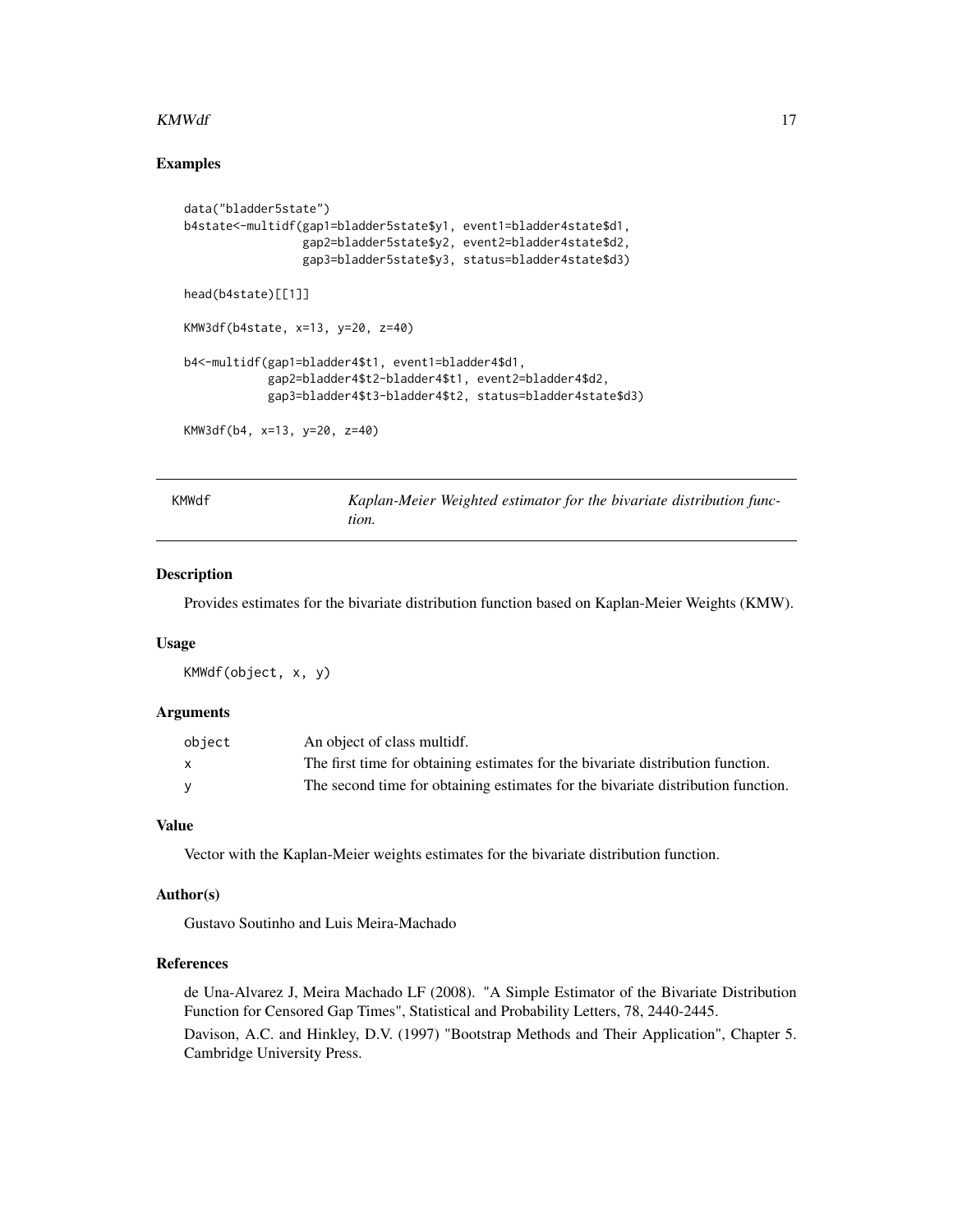## Examples

```
data("bladder5state")
b4state<-multidf(gap1=bladder5state$y1, event1=bladder4state$d1,
                 gap2=bladder5state$y2, event2=bladder4state$d2,
                 gap3=bladder5state$y3, status=bladder4state$d3)

head(b4state)[[1]]

KMW3df(b4state, x=13, y=20, z=40)

b4<-multidf(gap1=bladder4$t1, event1=bladder4$d1,
            gap2=bladder4$t2-bladder4$t1, event2=bladder4$d2,
            gap3=bladder4$t3-bladder4$t2, status=bladder4state$d3)

KMW3df(b4, x=13, y=20, z=40)
```

---

# KMWdf *Kaplan-Meier Weighted estimator for the bivariate distribution function.*

## Description

Provides estimates for the bivariate distribution function based on Kaplan-Meier Weights (KMW).

## Usage

```
KMWdf(object, x, y)
```

## Arguments

| | |
|---|---|
| object | An object of class multidf. |
| x | The first time for obtaining estimates for the bivariate distribution function. |
| y | The second time for obtaining estimates for the bivariate distribution function. |

## Value

Vector with the Kaplan-Meier weights estimates for the bivariate distribution function.

## Author(s)

Gustavo Soutinho and Luis Meira-Machado

## References

de Una-Alvarez J, Meira Machado LF (2008). "A Simple Estimator of the Bivariate Distribution Function for Censored Gap Times", Statistical and Probability Letters, 78, 2440-2445.

Davison, A.C. and Hinkley, D.V. (1997) "Bootstrap Methods and Their Application", Chapter 5. Cambridge University Press.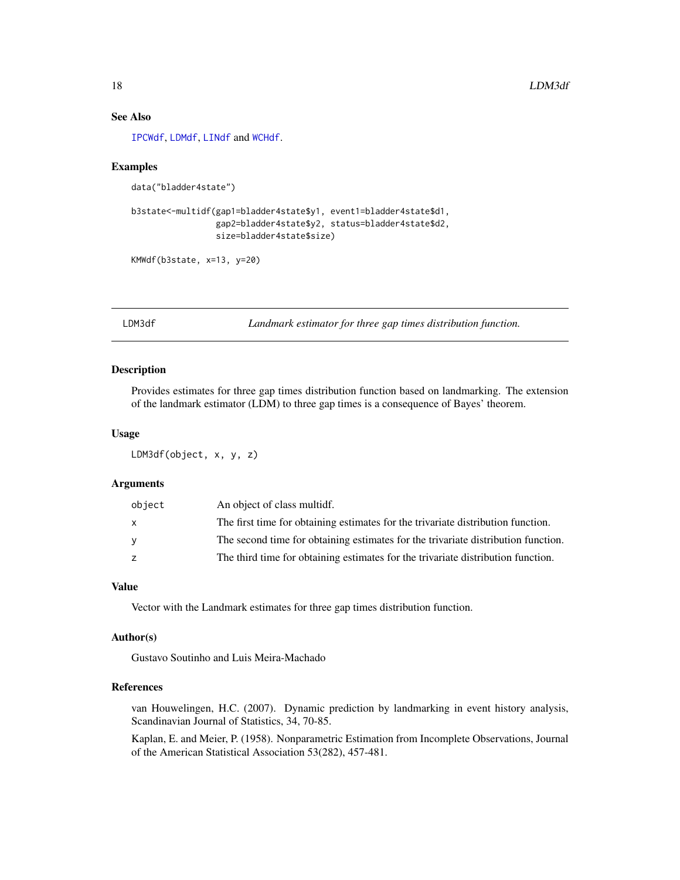## See Also

IPCWdf, LDMdf, LINdf and WCHdf.

## Examples

```
data("bladder4state")

b3state<-multidf(gap1=bladder4state$y1, event1=bladder4state$d1,
                 gap2=bladder4state$y2, status=bladder4state$d2,
                 size=bladder4state$size)

KMWdf(b3state, x=13, y=20)
```

---

# LDM3df — *Landmark estimator for three gap times distribution function.*

---

## Description

Provides estimates for three gap times distribution function based on landmarking. The extension of the landmark estimator (LDM) to three gap times is a consequence of Bayes' theorem.

## Usage

```
LDM3df(object, x, y, z)
```

## Arguments

| | |
|---|---|
| object | An object of class multidf. |
| x | The first time for obtaining estimates for the trivariate distribution function. |
| y | The second time for obtaining estimates for the trivariate distribution function. |
| z | The third time for obtaining estimates for the trivariate distribution function. |

## Value

Vector with the Landmark estimates for three gap times distribution function.

## Author(s)

Gustavo Soutinho and Luis Meira-Machado

## References

van Houwelingen, H.C. (2007). Dynamic prediction by landmarking in event history analysis, Scandinavian Journal of Statistics, 34, 70-85.

Kaplan, E. and Meier, P. (1958). Nonparametric Estimation from Incomplete Observations, Journal of the American Statistical Association 53(282), 457-481.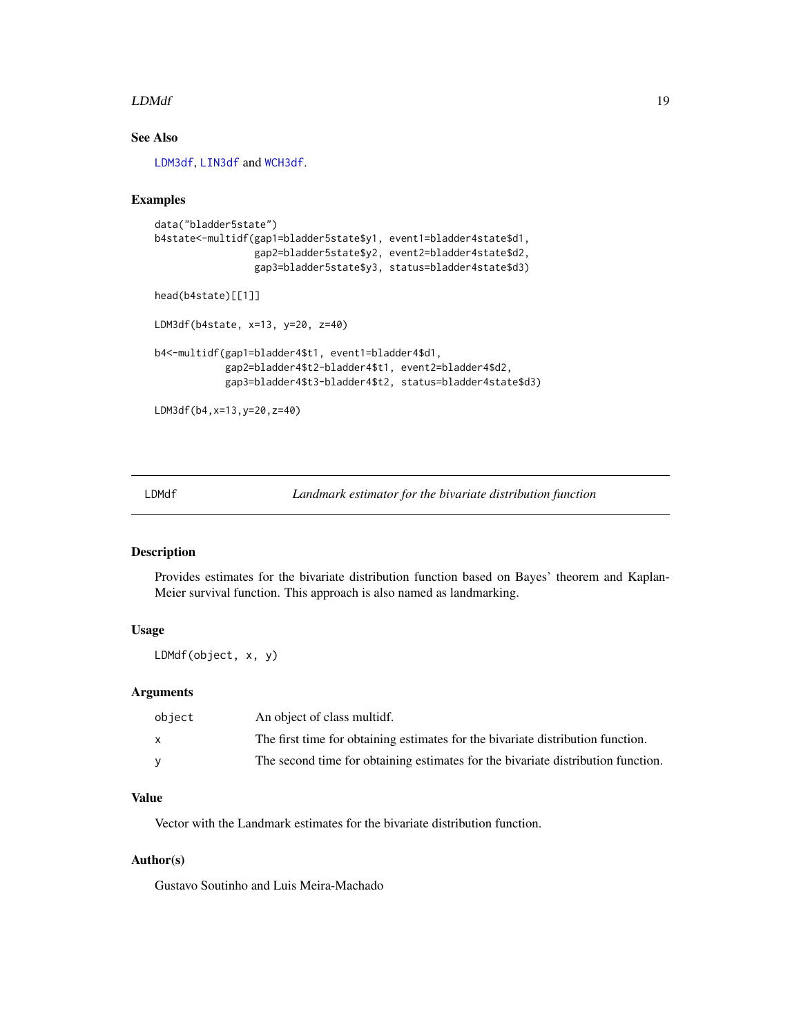## See Also

LDM3df, LIN3df and WCH3df.

## Examples

```
data("bladder5state")
b4state<-multidf(gap1=bladder5state$y1, event1=bladder4state$d1,
                 gap2=bladder5state$y2, event2=bladder4state$d2,
                 gap3=bladder5state$y3, status=bladder4state$d3)

head(b4state)[[1]]

LDM3df(b4state, x=13, y=20, z=40)

b4<-multidf(gap1=bladder4$t1, event1=bladder4$d1,
            gap2=bladder4$t2-bladder4$t1, event2=bladder4$d2,
            gap3=bladder4$t3-bladder4$t2, status=bladder4state$d3)

LDM3df(b4,x=13,y=20,z=40)
```

---

# LDMdf — *Landmark estimator for the bivariate distribution function*

## Description

Provides estimates for the bivariate distribution function based on Bayes' theorem and Kaplan-Meier survival function. This approach is also named as landmarking.

## Usage

```
LDMdf(object, x, y)
```

## Arguments

| | |
|---|---|
| object | An object of class multidf. |
| x | The first time for obtaining estimates for the bivariate distribution function. |
| y | The second time for obtaining estimates for the bivariate distribution function. |

## Value

Vector with the Landmark estimates for the bivariate distribution function.

## Author(s)

Gustavo Soutinho and Luis Meira-Machado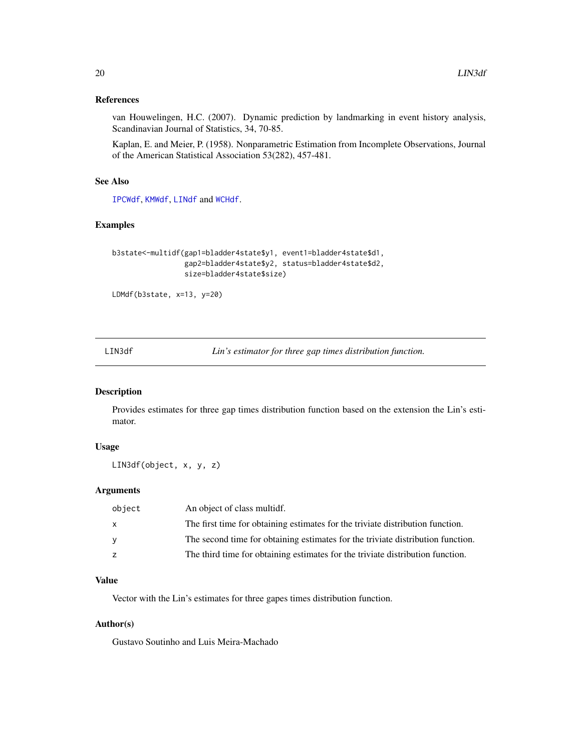### References

van Houwelingen, H.C. (2007). Dynamic prediction by landmarking in event history analysis, Scandinavian Journal of Statistics, 34, 70-85.

Kaplan, E. and Meier, P. (1958). Nonparametric Estimation from Incomplete Observations, Journal of the American Statistical Association 53(282), 457-481.

### See Also

IPCWdf, KMWdf, LINdf and WCHdf.

### Examples

```
b3state<-multidf(gap1=bladder4state$y1, event1=bladder4state$d1,
                 gap2=bladder4state$y2, status=bladder4state$d2,
                 size=bladder4state$size)

LDMdf(b3state, x=13, y=20)
```

---

## LIN3df *Lin's estimator for three gap times distribution function.*

### Description

Provides estimates for three gap times distribution function based on the extension the Lin's estimator.

### Usage

```
LIN3df(object, x, y, z)
```

### Arguments

| | |
|---|---|
| object | An object of class multidf. |
| x | The first time for obtaining estimates for the triviate distribution function. |
| y | The second time for obtaining estimates for the triviate distribution function. |
| z | The third time for obtaining estimates for the triviate distribution function. |

### Value

Vector with the Lin's estimates for three gapes times distribution function.

### Author(s)

Gustavo Soutinho and Luis Meira-Machado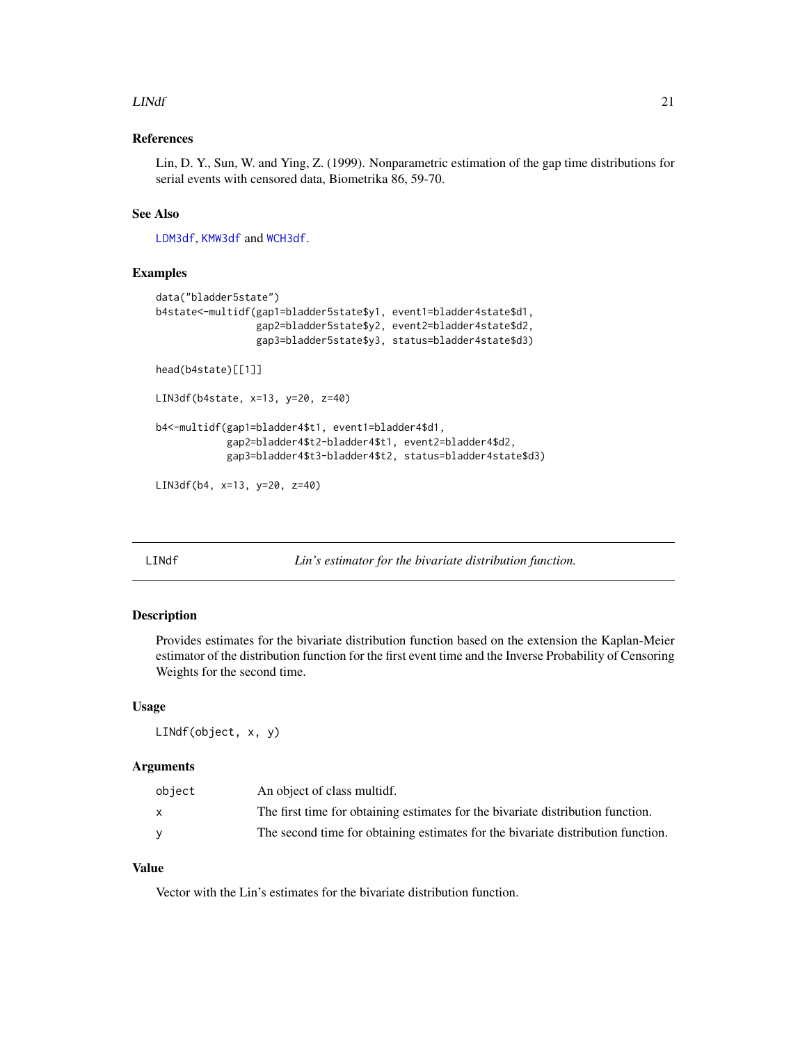## References

Lin, D. Y., Sun, W. and Ying, Z. (1999). Nonparametric estimation of the gap time distributions for serial events with censored data, Biometrika 86, 59-70.

## See Also

LDM3df, KMW3df and WCH3df.

## Examples

```
data("bladder5state")
b4state<-multidf(gap1=bladder5state$y1, event1=bladder4state$d1,
                 gap2=bladder5state$y2, event2=bladder4state$d2,
                 gap3=bladder5state$y3, status=bladder4state$d3)

head(b4state)[[1]]

LIN3df(b4state, x=13, y=20, z=40)

b4<-multidf(gap1=bladder4$t1, event1=bladder4$d1,
            gap2=bladder4$t2-bladder4$t1, event2=bladder4$d2,
            gap3=bladder4$t3-bladder4$t2, status=bladder4state$d3)

LIN3df(b4, x=13, y=20, z=40)
```

---

# LINdf — *Lin's estimator for the bivariate distribution function.*

## Description

Provides estimates for the bivariate distribution function based on the extension the Kaplan-Meier estimator of the distribution function for the first event time and the Inverse Probability of Censoring Weights for the second time.

## Usage

```
LINdf(object, x, y)
```

## Arguments

| | |
|---|---|
| object | An object of class multidf. |
| x | The first time for obtaining estimates for the bivariate distribution function. |
| y | The second time for obtaining estimates for the bivariate distribution function. |

## Value

Vector with the Lin's estimates for the bivariate distribution function.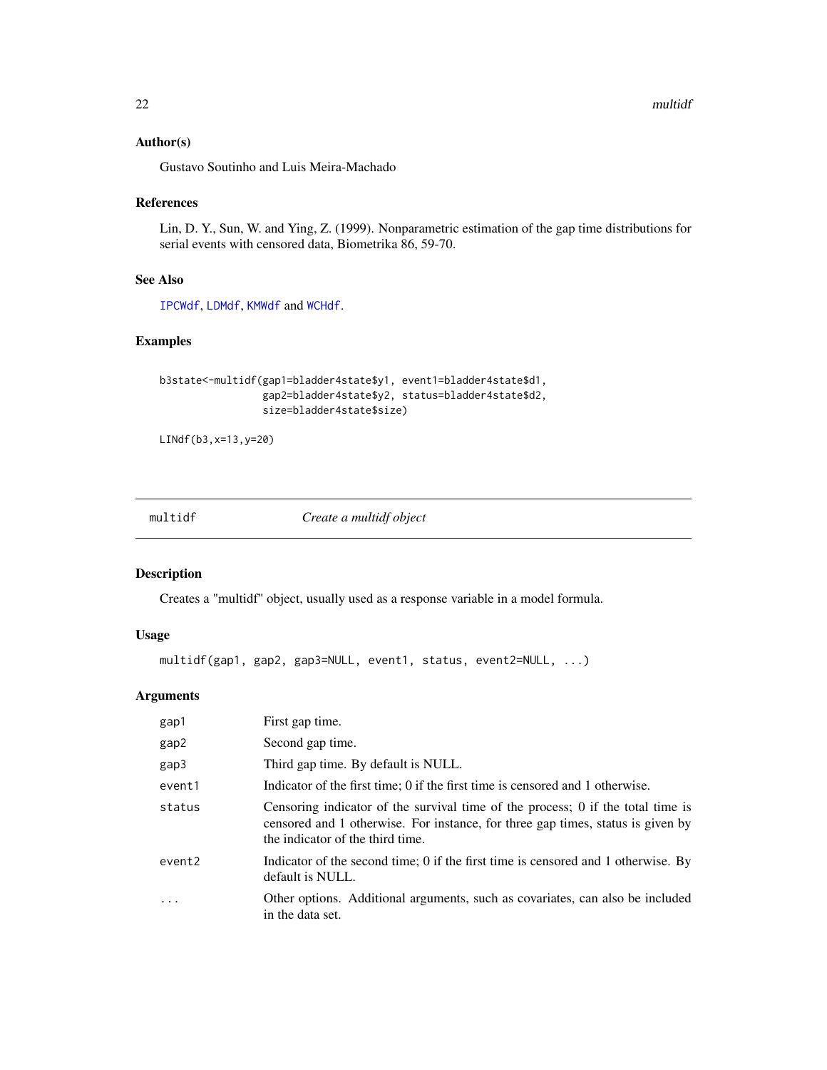## Author(s)

Gustavo Soutinho and Luis Meira-Machado

## References

Lin, D. Y., Sun, W. and Ying, Z. (1999). Nonparametric estimation of the gap time distributions for serial events with censored data, Biometrika 86, 59-70.

## See Also

IPCWdf, LDMdf, KMWdf and WCHdf.

## Examples

```
b3state<-multidf(gap1=bladder4state$y1, event1=bladder4state$d1,
                 gap2=bladder4state$y2, status=bladder4state$d2,
                 size=bladder4state$size)

LINdf(b3,x=13,y=20)
```

---

# multidf — *Create a multidf object*

## Description

Creates a "multidf" object, usually used as a response variable in a model formula.

## Usage

```
multidf(gap1, gap2, gap3=NULL, event1, status, event2=NULL, ...)
```

## Arguments

| | |
|---|---|
| gap1 | First gap time. |
| gap2 | Second gap time. |
| gap3 | Third gap time. By default is NULL. |
| event1 | Indicator of the first time; 0 if the first time is censored and 1 otherwise. |
| status | Censoring indicator of the survival time of the process; 0 if the total time is censored and 1 otherwise. For instance, for three gap times, status is given by the indicator of the third time. |
| event2 | Indicator of the second time; 0 if the first time is censored and 1 otherwise. By default is NULL. |
| ... | Other options. Additional arguments, such as covariates, can also be included in the data set. |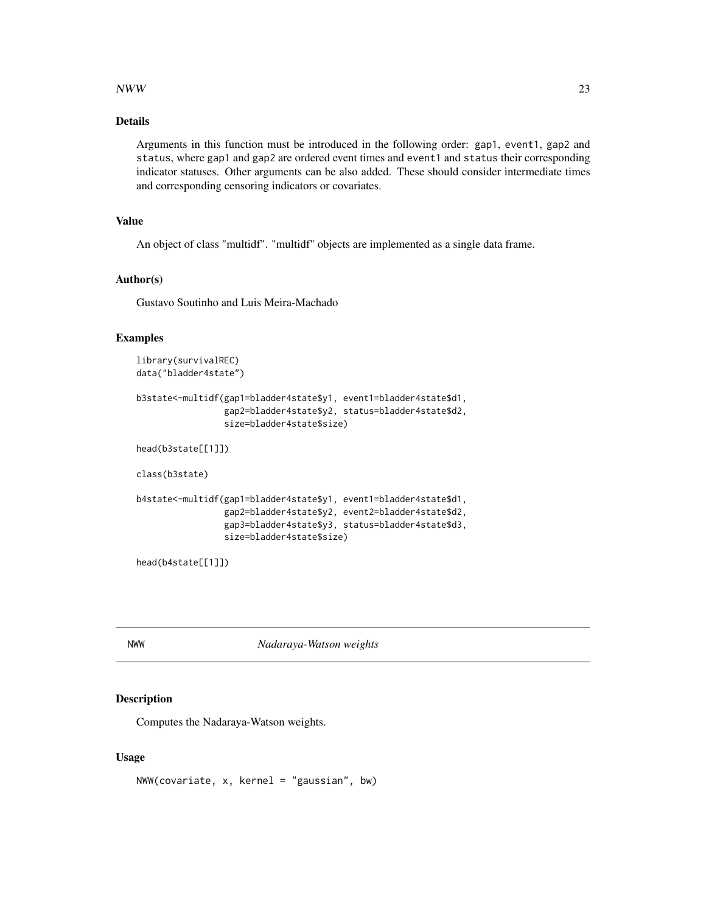## Details

Arguments in this function must be introduced in the following order: gap1, event1, gap2 and status, where gap1 and gap2 are ordered event times and event1 and status their corresponding indicator statuses. Other arguments can be also added. These should consider intermediate times and corresponding censoring indicators or covariates.

## Value

An object of class "multidf". "multidf" objects are implemented as a single data frame.

## Author(s)

Gustavo Soutinho and Luis Meira-Machado

## Examples

```
library(survivalREC)
data("bladder4state")

b3state<-multidf(gap1=bladder4state$y1, event1=bladder4state$d1,
                 gap2=bladder4state$y2, status=bladder4state$d2,
                 size=bladder4state$size)

head(b3state[[1]])

class(b3state)

b4state<-multidf(gap1=bladder4state$y1, event1=bladder4state$d1,
                 gap2=bladder4state$y2, event2=bladder4state$d2,
                 gap3=bladder4state$y3, status=bladder4state$d3,
                 size=bladder4state$size)

head(b4state[[1]])
```

---

# NWW *Nadaraya-Watson weights*

## Description

Computes the Nadaraya-Watson weights.

## Usage

```
NWW(covariate, x, kernel = "gaussian", bw)
```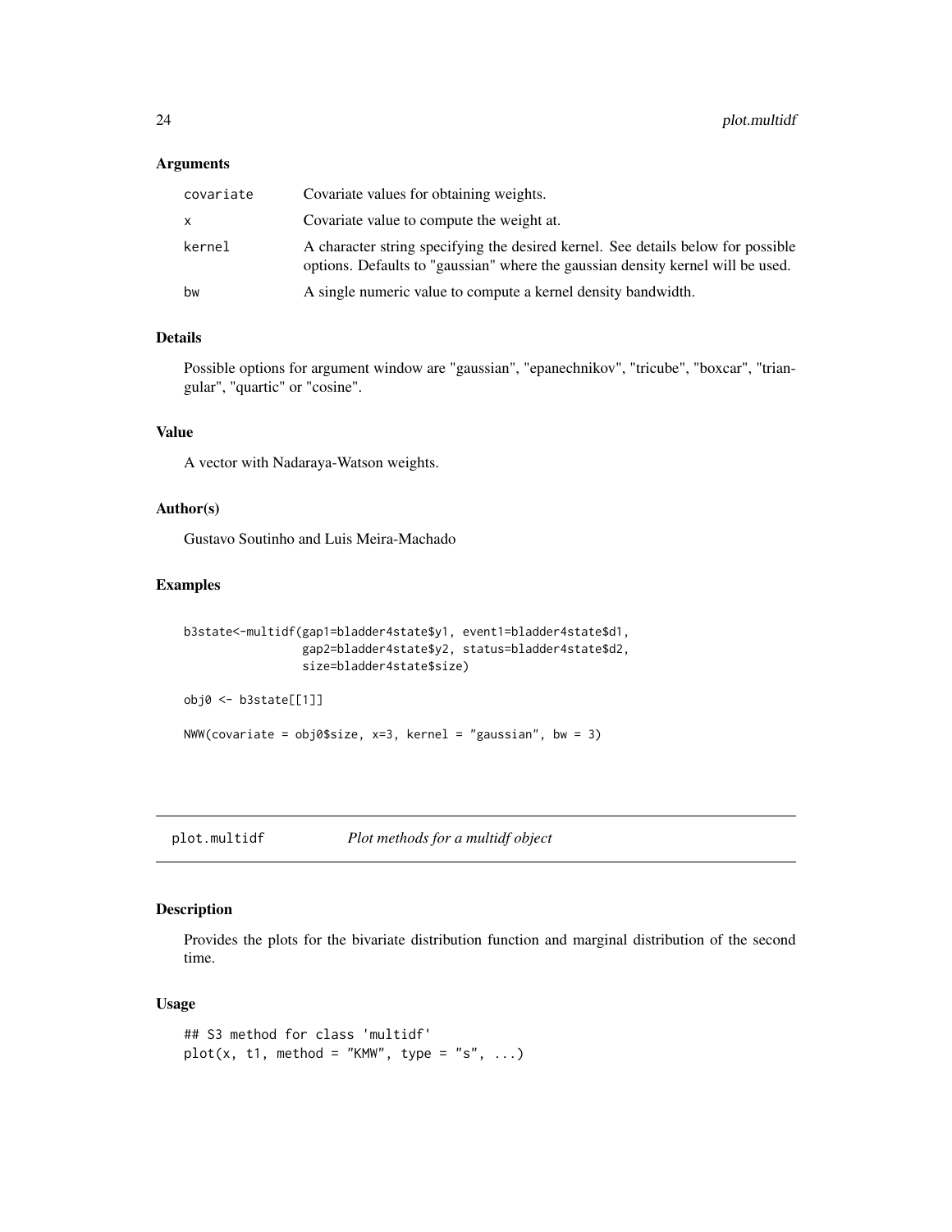### Arguments

| | |
|---|---|
| covariate | Covariate values for obtaining weights. |
| x | Covariate value to compute the weight at. |
| kernel | A character string specifying the desired kernel. See details below for possible options. Defaults to "gaussian" where the gaussian density kernel will be used. |
| bw | A single numeric value to compute a kernel density bandwidth. |

### Details

Possible options for argument window are "gaussian", "epanechnikov", "tricube", "boxcar", "triangular", "quartic" or "cosine".

### Value

A vector with Nadaraya-Watson weights.

### Author(s)

Gustavo Soutinho and Luis Meira-Machado

### Examples

```
b3state<-multidf(gap1=bladder4state$y1, event1=bladder4state$d1,
                 gap2=bladder4state$y2, status=bladder4state$d2,
                 size=bladder4state$size)

obj0 <- b3state[[1]]

NWW(covariate = obj0$size, x=3, kernel = "gaussian", bw = 3)
```

---

## plot.multidf    *Plot methods for a multidf object*

### Description

Provides the plots for the bivariate distribution function and marginal distribution of the second time.

### Usage

```
## S3 method for class 'multidf'
plot(x, t1, method = "KMW", type = "s", ...)
```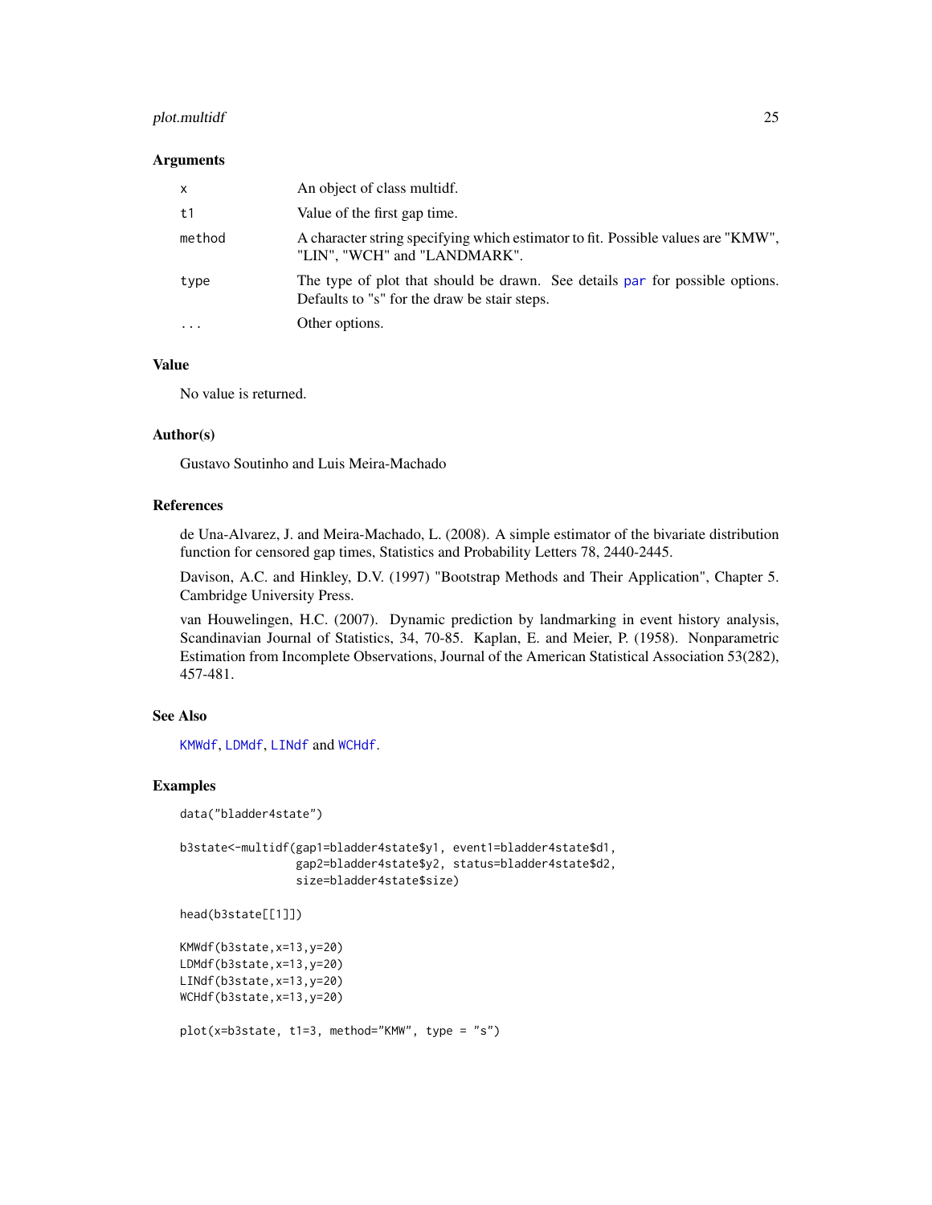### Arguments

| | |
|---|---|
| x | An object of class multidf. |
| t1 | Value of the first gap time. |
| method | A character string specifying which estimator to fit. Possible values are "KMW", "LIN", "WCH" and "LANDMARK". |
| type | The type of plot that should be drawn. See details par for possible options. Defaults to "s" for the draw be stair steps. |
| ... | Other options. |

### Value

No value is returned.

### Author(s)

Gustavo Soutinho and Luis Meira-Machado

### References

de Una-Alvarez, J. and Meira-Machado, L. (2008). A simple estimator of the bivariate distribution function for censored gap times, Statistics and Probability Letters 78, 2440-2445.

Davison, A.C. and Hinkley, D.V. (1997) "Bootstrap Methods and Their Application", Chapter 5. Cambridge University Press.

van Houwelingen, H.C. (2007). Dynamic prediction by landmarking in event history analysis, Scandinavian Journal of Statistics, 34, 70-85. Kaplan, E. and Meier, P. (1958). Nonparametric Estimation from Incomplete Observations, Journal of the American Statistical Association 53(282), 457-481.

### See Also

KMWdf, LDMdf, LINdf and WCHdf.

### Examples

```
data("bladder4state")

b3state<-multidf(gap1=bladder4state$y1, event1=bladder4state$d1,
                 gap2=bladder4state$y2, status=bladder4state$d2,
                 size=bladder4state$size)

head(b3state[[1]])

KMWdf(b3state,x=13,y=20)
LDMdf(b3state,x=13,y=20)
LINdf(b3state,x=13,y=20)
WCHdf(b3state,x=13,y=20)

plot(x=b3state, t1=3, method="KMW", type = "s")
```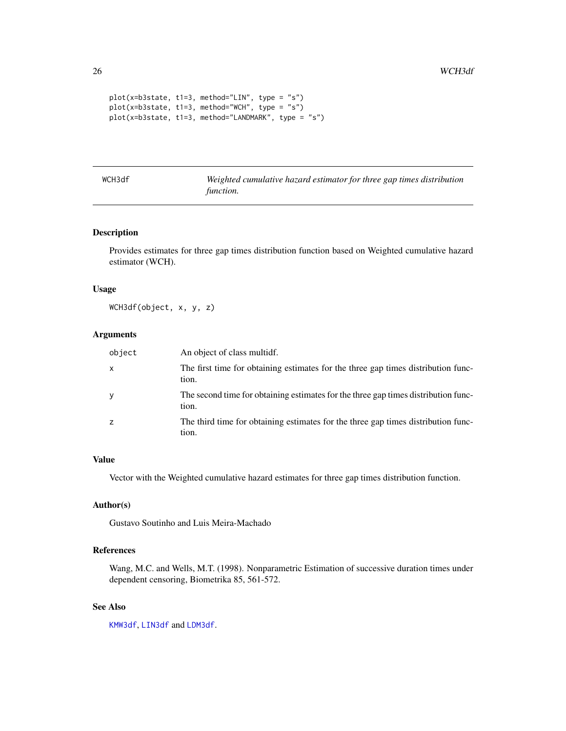```
plot(x=b3state, t1=3, method="LIN", type = "s")
plot(x=b3state, t1=3, method="WCH", type = "s")
plot(x=b3state, t1=3, method="LANDMARK", type = "s")
```

---

WCH3df    *Weighted cumulative hazard estimator for three gap times distribution function.*

---

## Description

Provides estimates for three gap times distribution function based on Weighted cumulative hazard estimator (WCH).

## Usage

```
WCH3df(object, x, y, z)
```

## Arguments

| | |
|---|---|
| object | An object of class multidf. |
| x | The first time for obtaining estimates for the three gap times distribution function. |
| y | The second time for obtaining estimates for the three gap times distribution function. |
| z | The third time for obtaining estimates for the three gap times distribution function. |

## Value

Vector with the Weighted cumulative hazard estimates for three gap times distribution function.

## Author(s)

Gustavo Soutinho and Luis Meira-Machado

## References

Wang, M.C. and Wells, M.T. (1998). Nonparametric Estimation of successive duration times under dependent censoring, Biometrika 85, 561-572.

## See Also

KMW3df, LIN3df and LDM3df.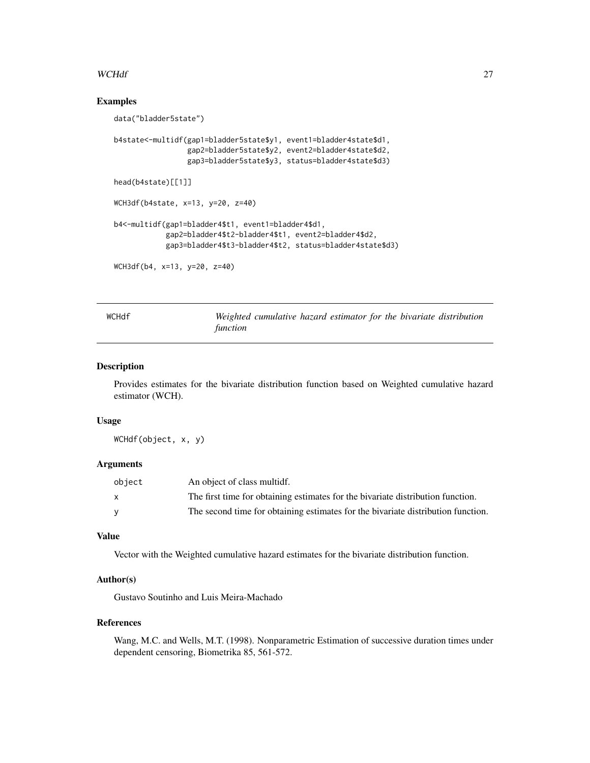## Examples

```
data("bladder5state")

b4state<-multidf(gap1=bladder5state$y1, event1=bladder4state$d1,
                 gap2=bladder5state$y2, event2=bladder4state$d2,
                 gap3=bladder5state$y3, status=bladder4state$d3)

head(b4state)[[1]]

WCH3df(b4state, x=13, y=20, z=40)

b4<-multidf(gap1=bladder4$t1, event1=bladder4$d1,
            gap2=bladder4$t2-bladder4$t1, event2=bladder4$d2,
            gap3=bladder4$t3-bladder4$t2, status=bladder4state$d3)

WCH3df(b4, x=13, y=20, z=40)
```

---

# WCHdf — *Weighted cumulative hazard estimator for the bivariate distribution function*

---

## Description

Provides estimates for the bivariate distribution function based on Weighted cumulative hazard estimator (WCH).

## Usage

```
WCHdf(object, x, y)
```

## Arguments

| | |
|---|---|
| object | An object of class multidf. |
| x | The first time for obtaining estimates for the bivariate distribution function. |
| y | The second time for obtaining estimates for the bivariate distribution function. |

## Value

Vector with the Weighted cumulative hazard estimates for the bivariate distribution function.

## Author(s)

Gustavo Soutinho and Luis Meira-Machado

## References

Wang, M.C. and Wells, M.T. (1998). Nonparametric Estimation of successive duration times under dependent censoring, Biometrika 85, 561-572.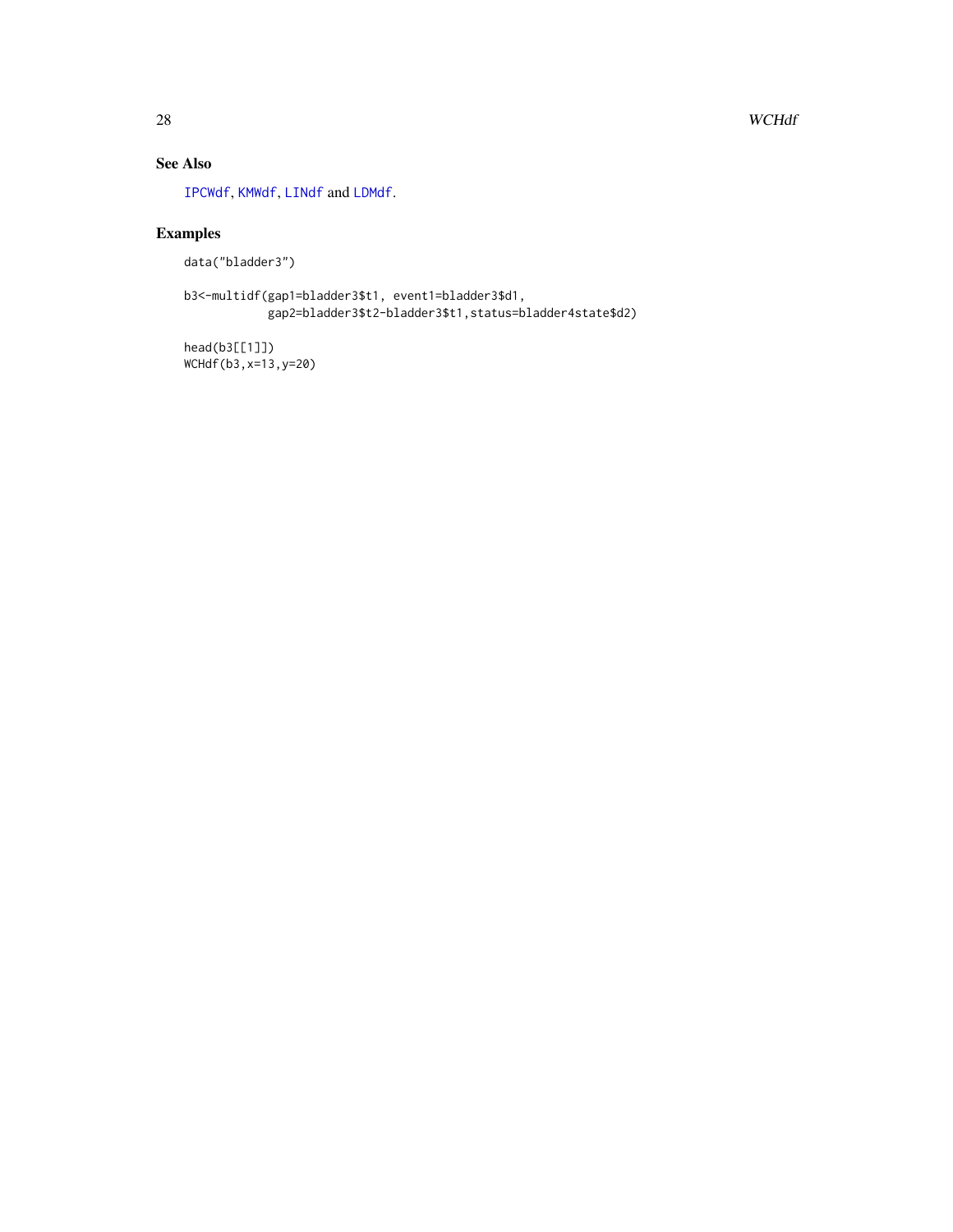## See Also

IPCWdf, KMWdf, LINdf and LDMdf.

## Examples

```
data("bladder3")

b3<-multidf(gap1=bladder3$t1, event1=bladder3$d1,
            gap2=bladder3$t2-bladder3$t1,status=bladder4state$d2)

head(b3[[1]])
WCHdf(b3,x=13,y=20)
```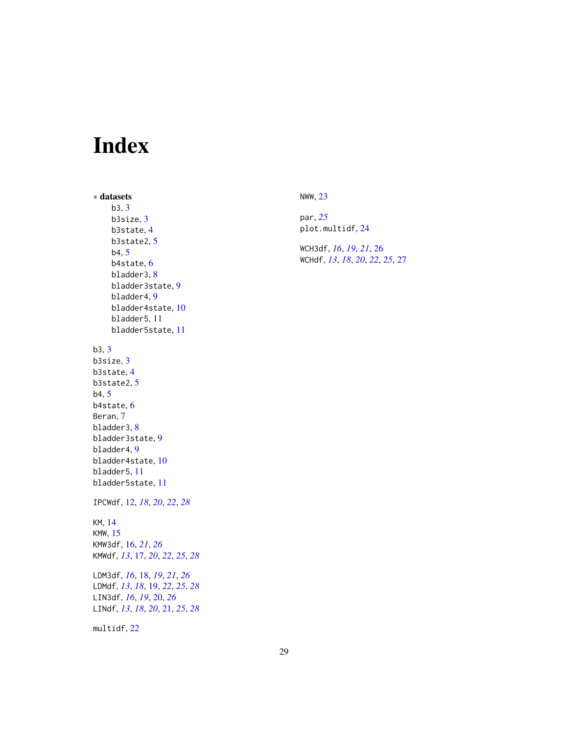# Index

∗ **datasets**

- b3, 3
- b3size, 3
- b3state, 4
- b3state2, 5
- b4, 5
- b4state, 6
- bladder3, 8
- bladder3state, 9
- bladder4, 9
- bladder4state, 10
- bladder5, 11
- bladder5state, 11

b3, 3
b3size, 3
b3state, 4
b3state2, 5
b4, 5
b4state, 6
Beran, 7
bladder3, 8
bladder3state, 9
bladder4, 9
bladder4state, 10
bladder5, 11
bladder5state, 11

IPCWdf, 12, *18*, *20*, *22*, *28*

KM, 14
KMW, 15
KMW3df, 16, *21*, *26*
KMWdf, *13*, 17, *20*, *22*, *25*, *28*

LDM3df, *16*, 18, *19*, *21*, *26*
LDMdf, *13*, *18*, 19, *22*, *25*, *28*
LIN3df, *16*, *19*, 20, *26*
LINdf, *13*, *18*, *20*, 21, *25*, *28*

multidf, 22

NWW, 23

par, *25*
plot.multidf, 24

WCH3df, *16*, *19*, *21*, 26
WCHdf, *13*, *18*, *20*, *22*, *25*, 27